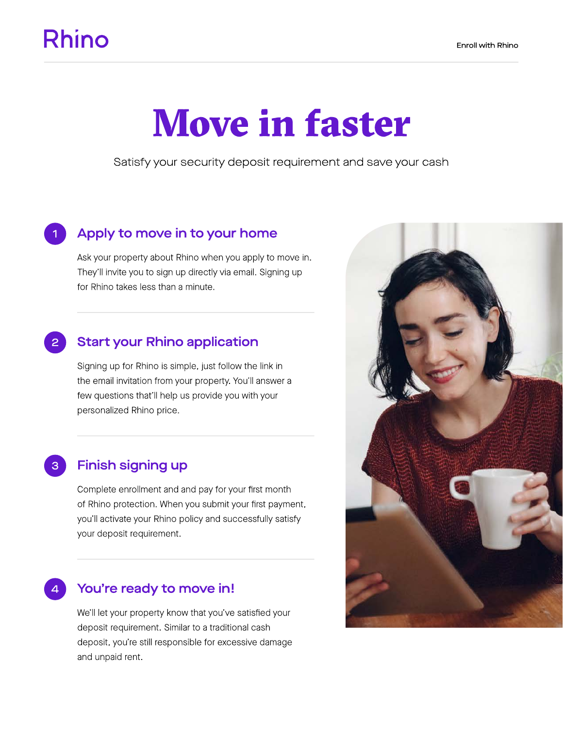Rhino

Enroll with Rhino

# Move in faster

Satisfy your security deposit requirement and save your cash

## 1 Apply to move in to your home

Ask your property about Rhino when you apply to move in. They'll invite you to sign up directly via email. Signing up for Rhino takes less than a minute.

## 2 Start your Rhino application

Signing up for Rhino is simple, just follow the link in the email invitation from your property. You'll answer a few questions that'll help us provide you with your personalized Rhino price.

## 3 Finish signing up

Complete enrollment and and pay for your first month of Rhino protection. When you submit your first payment, you'll activate your Rhino policy and successfully satisfy your deposit requirement.

## 4 You're ready to move in!

We'll let your property know that you've satisfied your deposit requirement. Similar to a traditional cash deposit, you're still responsible for excessive damage and unpaid rent.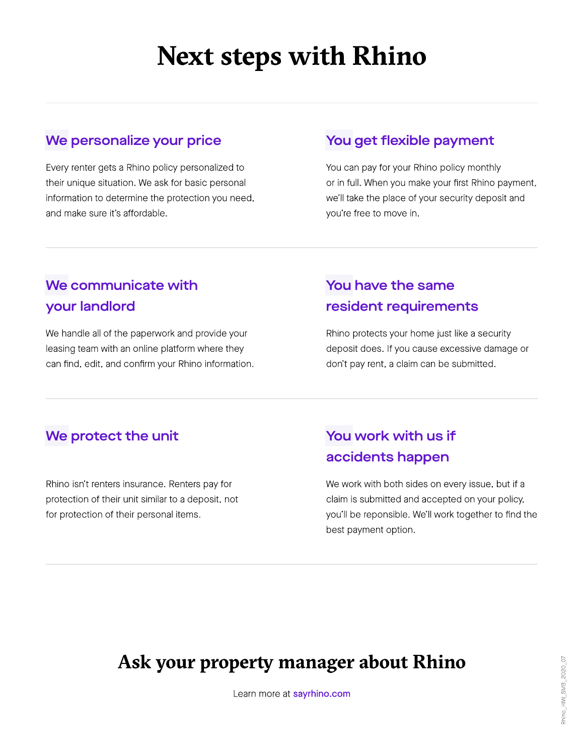# Next steps with Rhino

## We personalize your price

Every renter gets a Rhino policy personalized to their unique situation. We ask for basic personal information to determine the protection you need, and make sure it's affordable.

## You get flexible payment

You can pay for your Rhino policy monthly or in full. When you make your first Rhino payment, we'll take the place of your security deposit and you're free to move in.

## We communicate with your landlord

We handle all of the paperwork and provide your leasing team with an online platform where they can find, edit, and confirm your Rhino information.

## You have the same resident requirements

Rhino protects your home just like a security deposit does. If you cause excessive damage or don't pay rent, a claim can be submitted.

## We protect the unit

Rhino isn't renters insurance. Renters pay for protection of their unit similar to a deposit, not for protection of their personal items.

## You work with us if accidents happen

We work with both sides on every issue, but if a claim is submitted and accepted on your policy, you'll be reponsible. We'll work together to find the best payment option.

# Ask your property manager about Rhino

Learn more at sayrhino.com

Rhino_HIW_SMB_2020_07